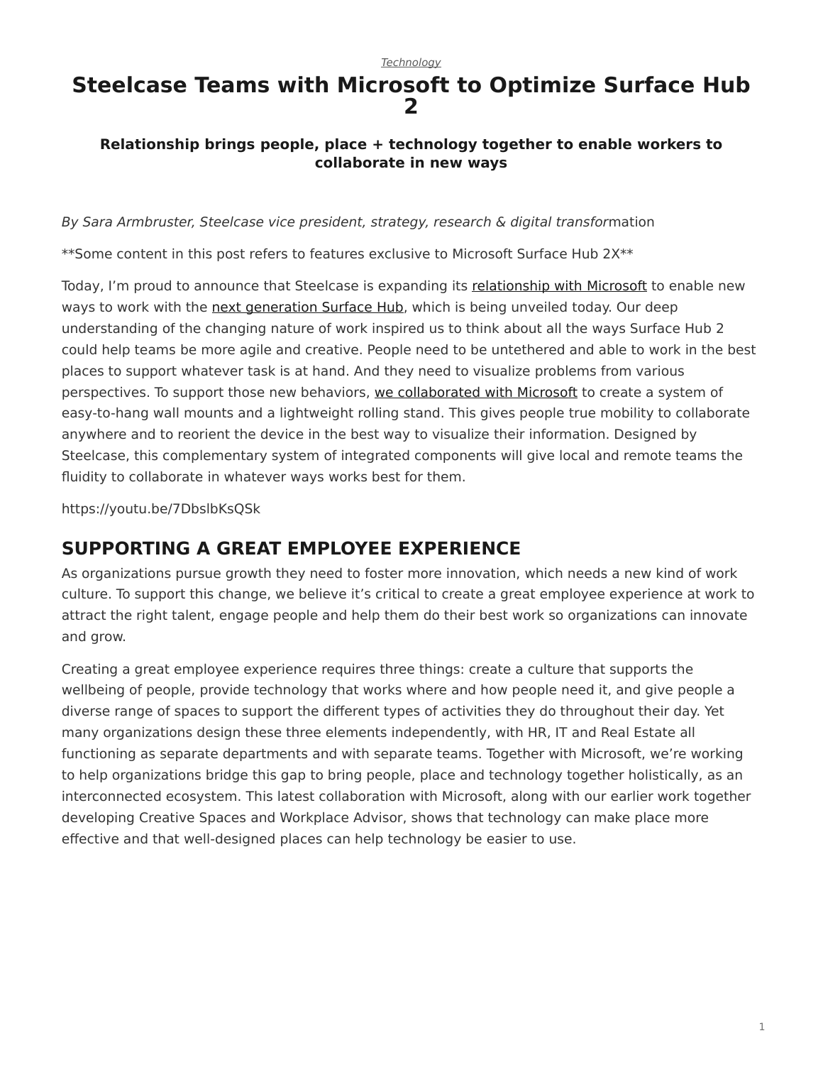*Technology*

# Steelcase Teams with Microsoft to Optimize Surface Hub 2

### Relationship brings people, place + technology together to enable workers to collaborate in new ways

*By Sara Armbruster, Steelcase vice president, strategy, research & digital transfor*mation

**Some content in this post refers to features exclusive to Microsoft Surface Hub 2X**

Today, I'm proud to announce that Steelcase is expanding its relationship with Microsoft to enable new ways to work with the next generation Surface Hub, which is being unveiled today. Our deep understanding of the changing nature of work inspired us to think about all the ways Surface Hub 2 could help teams be more agile and creative. People need to be untethered and able to work in the best places to support whatever task is at hand. And they need to visualize problems from various perspectives. To support those new behaviors, we collaborated with Microsoft to create a system of easy-to-hang wall mounts and a lightweight rolling stand. This gives people true mobility to collaborate anywhere and to reorient the device in the best way to visualize their information. Designed by Steelcase, this complementary system of integrated components will give local and remote teams the fluidity to collaborate in whatever ways works best for them.

https://youtu.be/7DbslbKsQSk

## SUPPORTING A GREAT EMPLOYEE EXPERIENCE

As organizations pursue growth they need to foster more innovation, which needs a new kind of work culture. To support this change, we believe it's critical to create a great employee experience at work to attract the right talent, engage people and help them do their best work so organizations can innovate and grow.

Creating a great employee experience requires three things: create a culture that supports the wellbeing of people, provide technology that works where and how people need it, and give people a diverse range of spaces to support the different types of activities they do throughout their day. Yet many organizations design these three elements independently, with HR, IT and Real Estate all functioning as separate departments and with separate teams. Together with Microsoft, we're working to help organizations bridge this gap to bring people, place and technology together holistically, as an interconnected ecosystem. This latest collaboration with Microsoft, along with our earlier work together developing Creative Spaces and Workplace Advisor, shows that technology can make place more effective and that well-designed places can help technology be easier to use.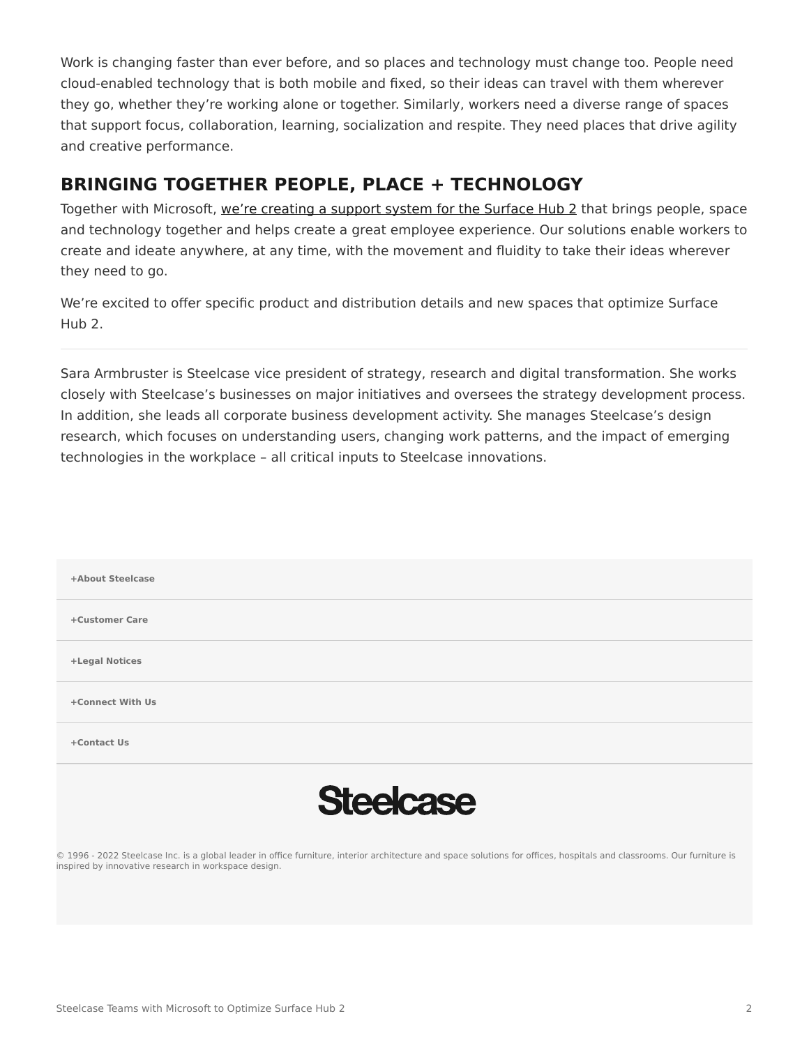Work is changing faster than ever before, and so places and technology must change too. People need cloud-enabled technology that is both mobile and fixed, so their ideas can travel with them wherever they go, whether they're working alone or together. Similarly, workers need a diverse range of spaces that support focus, collaboration, learning, socialization and respite. They need places that drive agility and creative performance.

## BRINGING TOGETHER PEOPLE, PLACE + TECHNOLOGY

Together with Microsoft, we're creating a support system for the Surface Hub 2 that brings people, space and technology together and helps create a great employee experience. Our solutions enable workers to create and ideate anywhere, at any time, with the movement and fluidity to take their ideas wherever they need to go.

We're excited to offer specific product and distribution details and new spaces that optimize Surface Hub 2.

---

Sara Armbruster is Steelcase vice president of strategy, research and digital transformation. She works closely with Steelcase's businesses on major initiatives and oversees the strategy development process. In addition, she leads all corporate business development activity. She manages Steelcase's design research, which focuses on understanding users, changing work patterns, and the impact of emerging technologies in the workplace – all critical inputs to Steelcase innovations.

**+About Steelcase**

**+Customer Care**

**+Legal Notices**

**+Connect With Us**

**+Contact Us**

Steelcase

© 1996 - 2022 Steelcase Inc. is a global leader in office furniture, interior architecture and space solutions for offices, hospitals and classrooms. Our furniture is inspired by innovative research in workspace design.